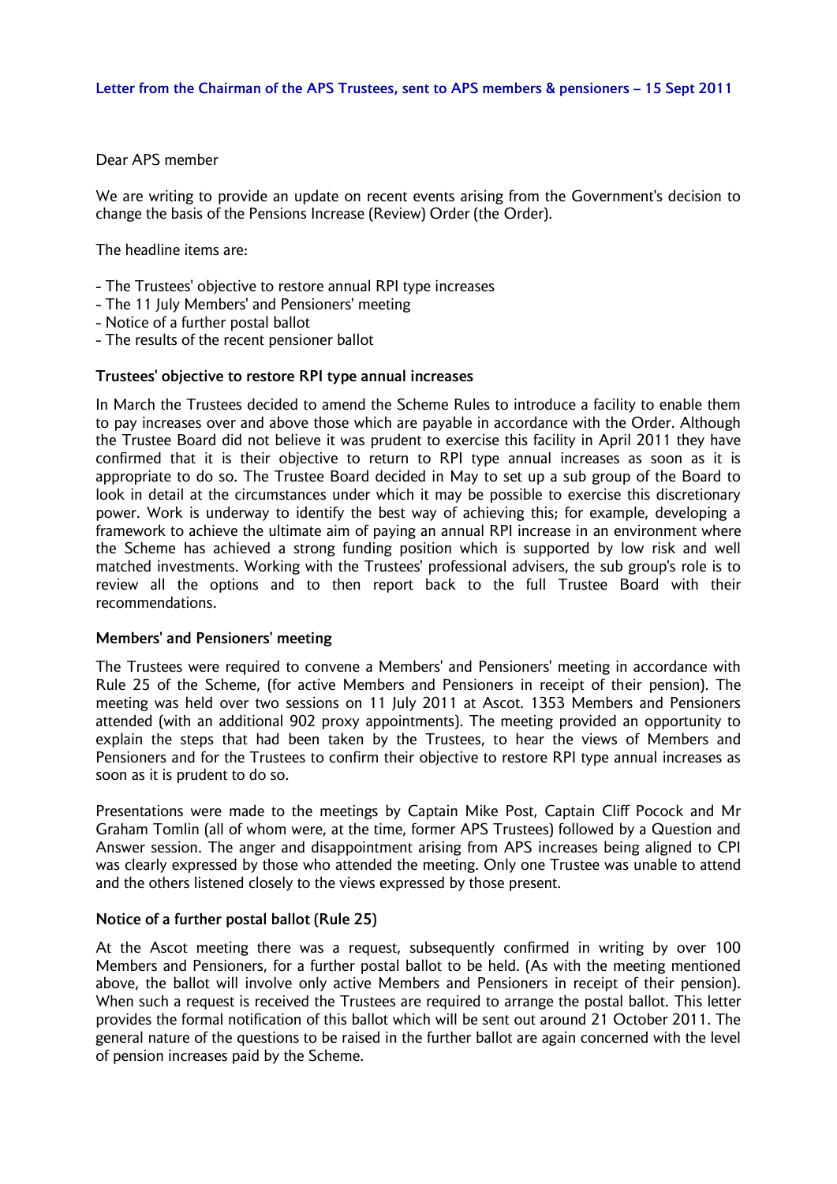**Letter from the Chairman of the APS Trustees, sent to APS members & pensioners – 15 Sept 2011**

Dear APS member

We are writing to provide an update on recent events arising from the Government's decision to change the basis of the Pensions Increase (Review) Order (the Order).

The headline items are:

- The Trustees' objective to restore annual RPI type increases
- The 11 July Members' and Pensioners' meeting
- Notice of a further postal ballot
- The results of the recent pensioner ballot

**Trustees' objective to restore RPI type annual increases**

In March the Trustees decided to amend the Scheme Rules to introduce a facility to enable them to pay increases over and above those which are payable in accordance with the Order. Although the Trustee Board did not believe it was prudent to exercise this facility in April 2011 they have confirmed that it is their objective to return to RPI type annual increases as soon as it is appropriate to do so. The Trustee Board decided in May to set up a sub group of the Board to look in detail at the circumstances under which it may be possible to exercise this discretionary power. Work is underway to identify the best way of achieving this; for example, developing a framework to achieve the ultimate aim of paying an annual RPI increase in an environment where the Scheme has achieved a strong funding position which is supported by low risk and well matched investments. Working with the Trustees' professional advisers, the sub group's role is to review all the options and to then report back to the full Trustee Board with their recommendations.

**Members' and Pensioners' meeting**

The Trustees were required to convene a Members' and Pensioners' meeting in accordance with Rule 25 of the Scheme, (for active Members and Pensioners in receipt of their pension). The meeting was held over two sessions on 11 July 2011 at Ascot. 1353 Members and Pensioners attended (with an additional 902 proxy appointments). The meeting provided an opportunity to explain the steps that had been taken by the Trustees, to hear the views of Members and Pensioners and for the Trustees to confirm their objective to restore RPI type annual increases as soon as it is prudent to do so.

Presentations were made to the meetings by Captain Mike Post, Captain Cliff Pocock and Mr Graham Tomlin (all of whom were, at the time, former APS Trustees) followed by a Question and Answer session. The anger and disappointment arising from APS increases being aligned to CPI was clearly expressed by those who attended the meeting. Only one Trustee was unable to attend and the others listened closely to the views expressed by those present.

**Notice of a further postal ballot (Rule 25)**

At the Ascot meeting there was a request, subsequently confirmed in writing by over 100 Members and Pensioners, for a further postal ballot to be held. (As with the meeting mentioned above, the ballot will involve only active Members and Pensioners in receipt of their pension). When such a request is received the Trustees are required to arrange the postal ballot. This letter provides the formal notification of this ballot which will be sent out around 21 October 2011. The general nature of the questions to be raised in the further ballot are again concerned with the level of pension increases paid by the Scheme.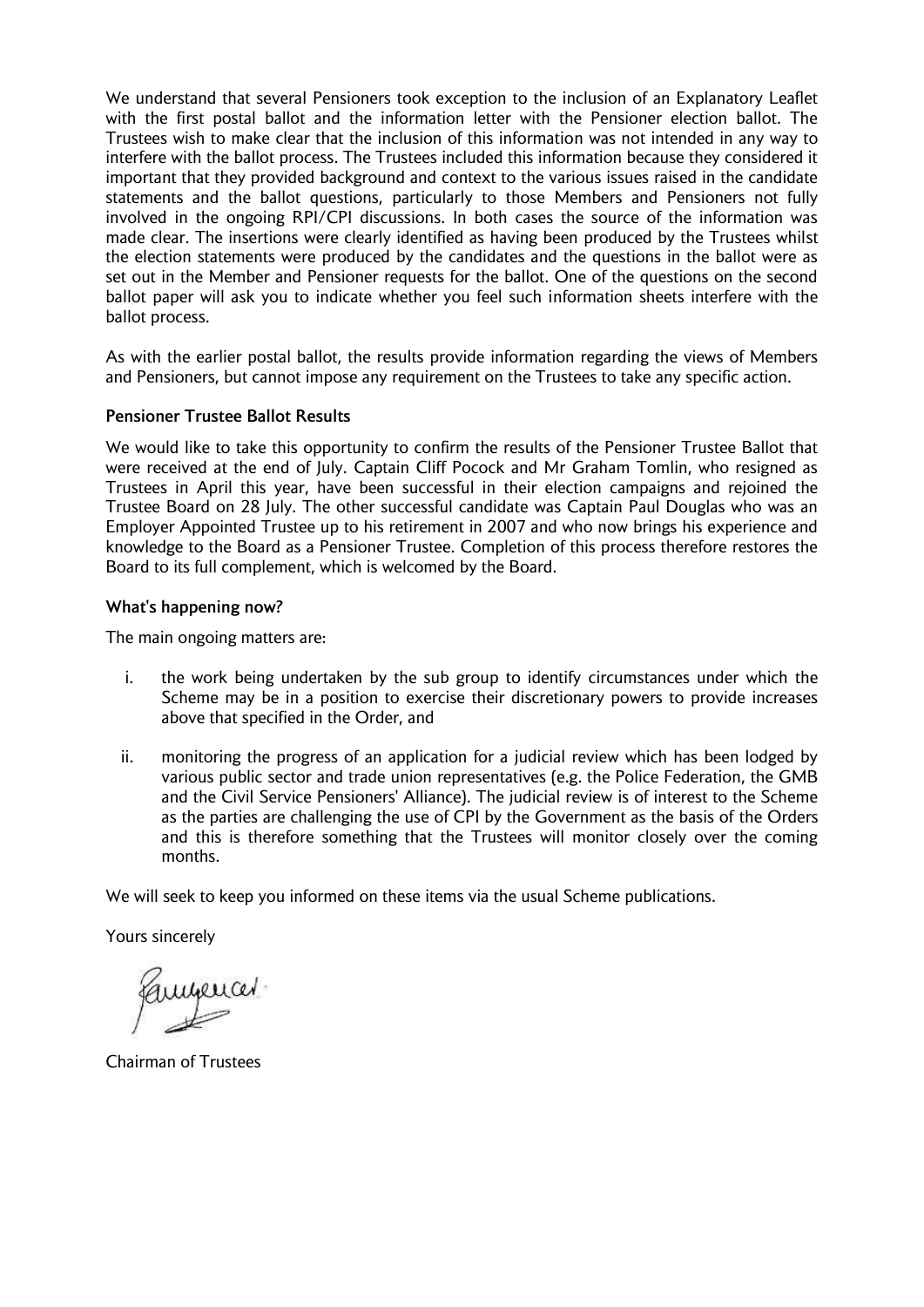We understand that several Pensioners took exception to the inclusion of an Explanatory Leaflet with the first postal ballot and the information letter with the Pensioner election ballot. The Trustees wish to make clear that the inclusion of this information was not intended in any way to interfere with the ballot process. The Trustees included this information because they considered it important that they provided background and context to the various issues raised in the candidate statements and the ballot questions, particularly to those Members and Pensioners not fully involved in the ongoing RPI/CPI discussions. In both cases the source of the information was made clear. The insertions were clearly identified as having been produced by the Trustees whilst the election statements were produced by the candidates and the questions in the ballot were as set out in the Member and Pensioner requests for the ballot. One of the questions on the second ballot paper will ask you to indicate whether you feel such information sheets interfere with the ballot process.

As with the earlier postal ballot, the results provide information regarding the views of Members and Pensioners, but cannot impose any requirement on the Trustees to take any specific action.

### Pensioner Trustee Ballot Results

We would like to take this opportunity to confirm the results of the Pensioner Trustee Ballot that were received at the end of July. Captain Cliff Pocock and Mr Graham Tomlin, who resigned as Trustees in April this year, have been successful in their election campaigns and rejoined the Trustee Board on 28 July. The other successful candidate was Captain Paul Douglas who was an Employer Appointed Trustee up to his retirement in 2007 and who now brings his experience and knowledge to the Board as a Pensioner Trustee. Completion of this process therefore restores the Board to its full complement, which is welcomed by the Board.

### What's happening now?

The main ongoing matters are:

i. the work being undertaken by the sub group to identify circumstances under which the Scheme may be in a position to exercise their discretionary powers to provide increases above that specified in the Order, and

ii. monitoring the progress of an application for a judicial review which has been lodged by various public sector and trade union representatives (e.g. the Police Federation, the GMB and the Civil Service Pensioners' Alliance). The judicial review is of interest to the Scheme as the parties are challenging the use of CPI by the Government as the basis of the Orders and this is therefore something that the Trustees will monitor closely over the coming months.

We will seek to keep you informed on these items via the usual Scheme publications.

Yours sincerely

Chairman of Trustees